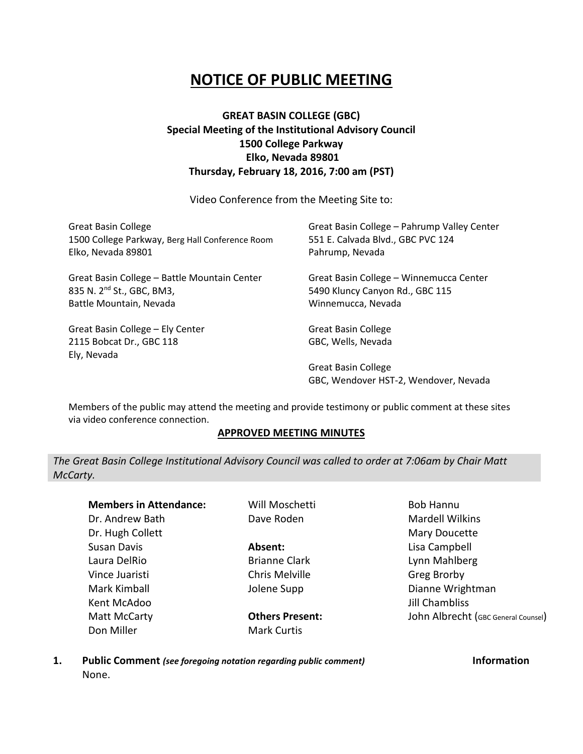# NOTICE OF PUBLIC MEETING

**GREAT BASIN COLLEGE (GBC)**
**Special Meeting of the Institutional Advisory Council**
**1500 College Parkway**
**Elko, Nevada 89801**
**Thursday, February 18, 2016, 7:00 am (PST)**

Video Conference from the Meeting Site to:

Great Basin College
1500 College Parkway, Berg Hall Conference Room
Elko, Nevada 89801

Great Basin College – Battle Mountain Center
835 N. 2nd St., GBC, BM3,
Battle Mountain, Nevada

Great Basin College – Ely Center
2115 Bobcat Dr., GBC 118
Ely, Nevada

Great Basin College – Pahrump Valley Center
551 E. Calvada Blvd., GBC PVC 124
Pahrump, Nevada

Great Basin College – Winnemucca Center
5490 Kluncy Canyon Rd., GBC 115
Winnemucca, Nevada

Great Basin College
GBC, Wells, Nevada

Great Basin College
GBC, Wendover HST-2, Wendover, Nevada

Members of the public may attend the meeting and provide testimony or public comment at these sites via video conference connection.

**APPROVED MEETING MINUTES**

*The Great Basin College Institutional Advisory Council was called to order at 7:06am by Chair Matt McCarty.*

**Members in Attendance:**
Dr. Andrew Bath
Dr. Hugh Collett
Susan Davis
Laura DelRio
Vince Juaristi
Mark Kimball
Kent McAdoo
Matt McCarty
Don Miller
Will Moschetti
Dave Roden

**Absent:**
Brianne Clark
Chris Melville
Jolene Supp

**Others Present:**
Mark Curtis
Bob Hannu
Mardell Wilkins
Mary Doucette
Lisa Campbell
Lynn Mahlberg
Greg Brorby
Dianne Wrightman
Jill Chambliss
John Albrecht (GBC General Counsel)

1. **Public Comment** *(see foregoing notation regarding public comment)* **Information**
   None.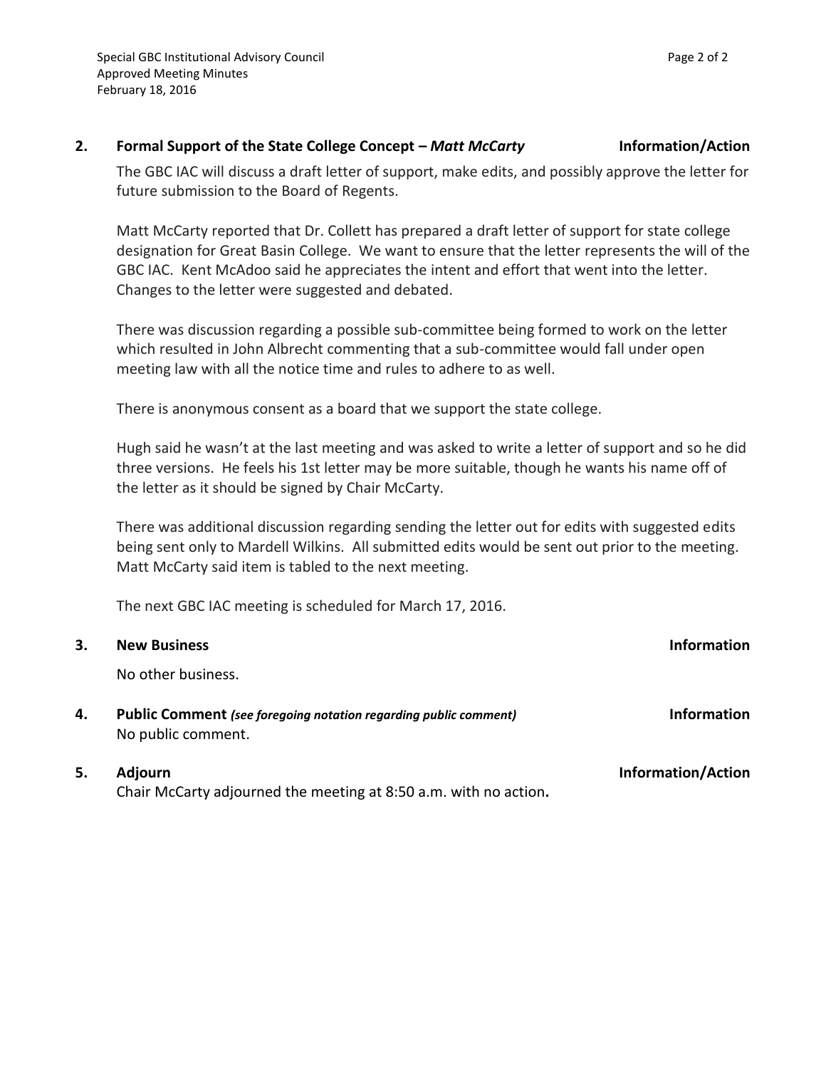**2. Formal Support of the State College Concept – *Matt McCarty*** **Information/Action**

The GBC IAC will discuss a draft letter of support, make edits, and possibly approve the letter for future submission to the Board of Regents.

Matt McCarty reported that Dr. Collett has prepared a draft letter of support for state college designation for Great Basin College. We want to ensure that the letter represents the will of the GBC IAC. Kent McAdoo said he appreciates the intent and effort that went into the letter. Changes to the letter were suggested and debated.

There was discussion regarding a possible sub-committee being formed to work on the letter which resulted in John Albrecht commenting that a sub-committee would fall under open meeting law with all the notice time and rules to adhere to as well.

There is anonymous consent as a board that we support the state college.

Hugh said he wasn't at the last meeting and was asked to write a letter of support and so he did three versions. He feels his 1st letter may be more suitable, though he wants his name off of the letter as it should be signed by Chair McCarty.

There was additional discussion regarding sending the letter out for edits with suggested edits being sent only to Mardell Wilkins. All submitted edits would be sent out prior to the meeting. Matt McCarty said item is tabled to the next meeting.

The next GBC IAC meeting is scheduled for March 17, 2016.

**3. New Business** **Information**

No other business.

**4. Public Comment** ***(see foregoing notation regarding public comment)*** **Information**

No public comment.

**5. Adjourn** **Information/Action**

Chair McCarty adjourned the meeting at 8:50 a.m. with no action**.**